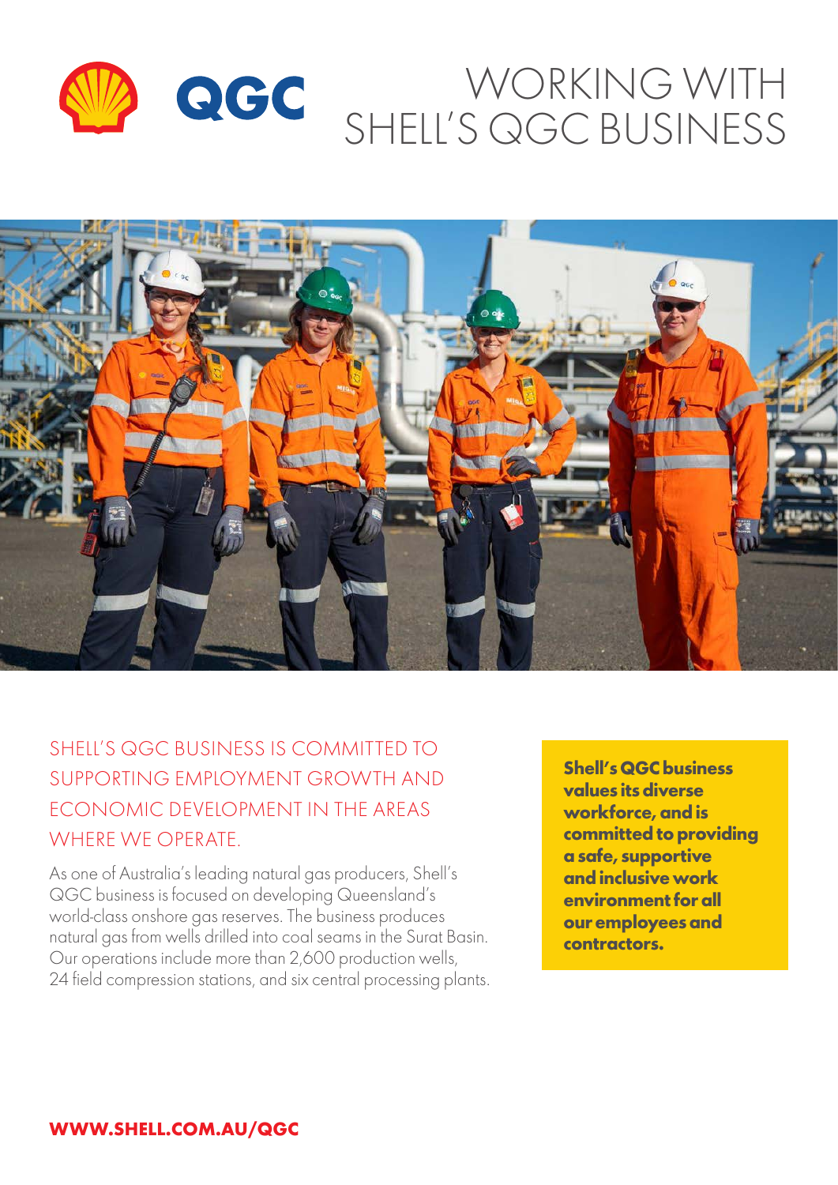# WORKING WITH SHELL'S QGC BUSINESS

## SHELL'S QGC BUSINESS IS COMMITTED TO SUPPORTING EMPLOYMENT GROWTH AND ECONOMIC DEVELOPMENT IN THE AREAS WHERE WE OPERATE.

As one of Australia's leading natural gas producers, Shell's QGC business is focused on developing Queensland's world-class onshore gas reserves. The business produces natural gas from wells drilled into coal seams in the Surat Basin. Our operations include more than 2,600 production wells, 24 field compression stations, and six central processing plants.

**Shell's QGC business values its diverse workforce, and is committed to providing a safe, supportive and inclusive work environment for all our employees and contractors.**

**WWW.SHELL.COM.AU/QGC**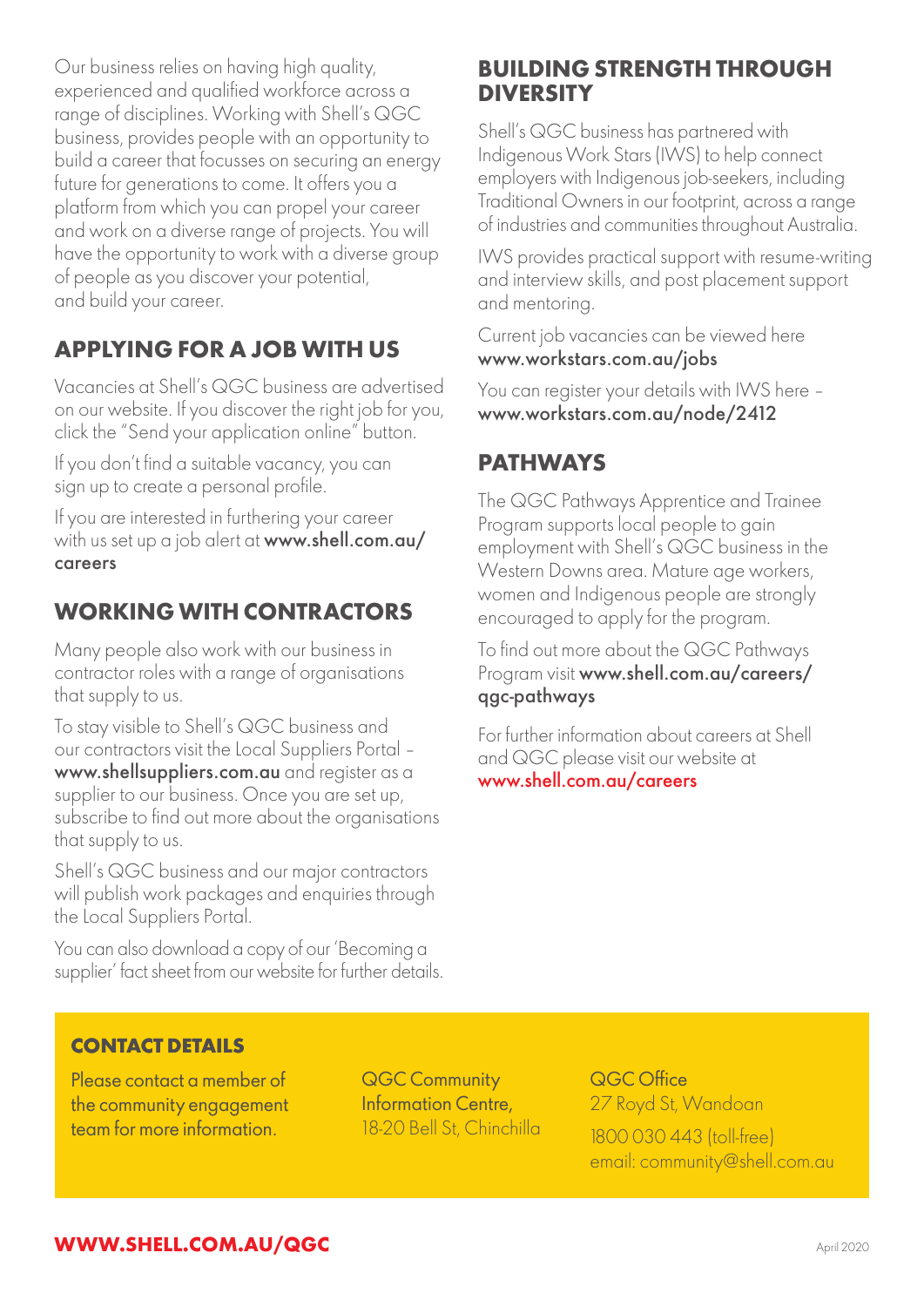Our business relies on having high quality, experienced and qualified workforce across a range of disciplines. Working with Shell's QGC business, provides people with an opportunity to build a career that focusses on securing an energy future for generations to come. It offers you a platform from which you can propel your career and work on a diverse range of projects. You will have the opportunity to work with a diverse group of people as you discover your potential, and build your career.

## APPLYING FOR A JOB WITH US

Vacancies at Shell's QGC business are advertised on our website. If you discover the right job for you, click the "Send your application online" button.

If you don't find a suitable vacancy, you can sign up to create a personal profile.

If you are interested in furthering your career with us set up a job alert at **www.shell.com.au/careers**

## WORKING WITH CONTRACTORS

Many people also work with our business in contractor roles with a range of organisations that supply to us.

To stay visible to Shell's QGC business and our contractors visit the Local Suppliers Portal – **www.shellsuppliers.com.au** and register as a supplier to our business. Once you are set up, subscribe to find out more about the organisations that supply to us.

Shell's QGC business and our major contractors will publish work packages and enquiries through the Local Suppliers Portal.

You can also download a copy of our 'Becoming a supplier' fact sheet from our website for further details.

## BUILDING STRENGTH THROUGH DIVERSITY

Shell's QGC business has partnered with Indigenous Work Stars (IWS) to help connect employers with Indigenous job-seekers, including Traditional Owners in our footprint, across a range of industries and communities throughout Australia.

IWS provides practical support with resume-writing and interview skills, and post placement support and mentoring.

Current job vacancies can be viewed here **www.workstars.com.au/jobs**

You can register your details with IWS here – **www.workstars.com.au/node/2412**

## PATHWAYS

The QGC Pathways Apprentice and Trainee Program supports local people to gain employment with Shell's QGC business in the Western Downs area. Mature age workers, women and Indigenous people are strongly encouraged to apply for the program.

To find out more about the QGC Pathways Program visit **www.shell.com.au/careers/qgc-pathways**

For further information about careers at Shell and QGC please visit our website at **www.shell.com.au/careers**

## CONTACT DETAILS

Please contact a member of the community engagement team for more information.

QGC Community Information Centre,
18-20 Bell St, Chinchilla

QGC Office
27 Royd St, Wandoan
1800 030 443 (toll-free)
email: community@shell.com.au

**WWW.SHELL.COM.AU/QGC**

April 2020